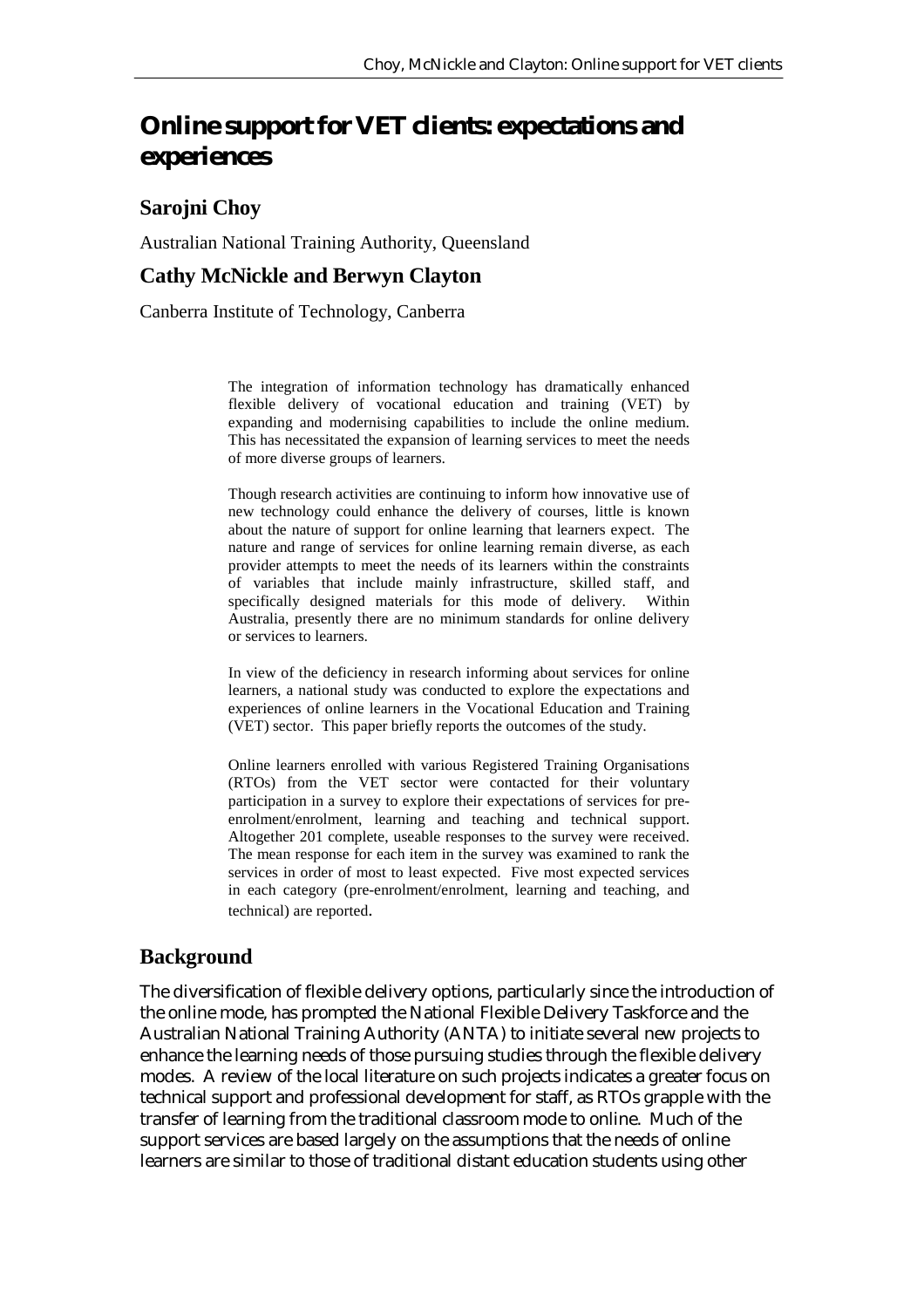# Online support for VET clients: expectations and experiences

## Sarojni Choy

Australian National Training Authority, Queensland

## Cathy McNickle and Berwyn Clayton

Canberra Institute of Technology, Canberra

> The integration of information technology has dramatically enhanced flexible delivery of vocational education and training (VET) by expanding and modernising capabilities to include the online medium. This has necessitated the expansion of learning services to meet the needs of more diverse groups of learners.
>
> Though research activities are continuing to inform how innovative use of new technology could enhance the delivery of courses, little is known about the nature of support for online learning that learners expect. The nature and range of services for online learning remain diverse, as each provider attempts to meet the needs of its learners within the constraints of variables that include mainly infrastructure, skilled staff, and specifically designed materials for this mode of delivery. Within Australia, presently there are no minimum standards for online delivery or services to learners.
>
> In view of the deficiency in research informing about services for online learners, a national study was conducted to explore the expectations and experiences of online learners in the Vocational Education and Training (VET) sector. This paper briefly reports the outcomes of the study.
>
> Online learners enrolled with various Registered Training Organisations (RTOs) from the VET sector were contacted for their voluntary participation in a survey to explore their expectations of services for pre-enrolment/enrolment, learning and teaching and technical support. Altogether 201 complete, useable responses to the survey were received. The mean response for each item in the survey was examined to rank the services in order of most to least expected. Five most expected services in each category (pre-enrolment/enrolment, learning and teaching, and technical) are reported.

## Background

The diversification of flexible delivery options, particularly since the introduction of the online mode, has prompted the National Flexible Delivery Taskforce and the Australian National Training Authority (ANTA) to initiate several new projects to enhance the learning needs of those pursuing studies through the flexible delivery modes. A review of the local literature on such projects indicates a greater focus on technical support and professional development for staff, as RTOs grapple with the transfer of learning from the traditional classroom mode to online. Much of the support services are based largely on the assumptions that the needs of online learners are similar to those of traditional distant education students using other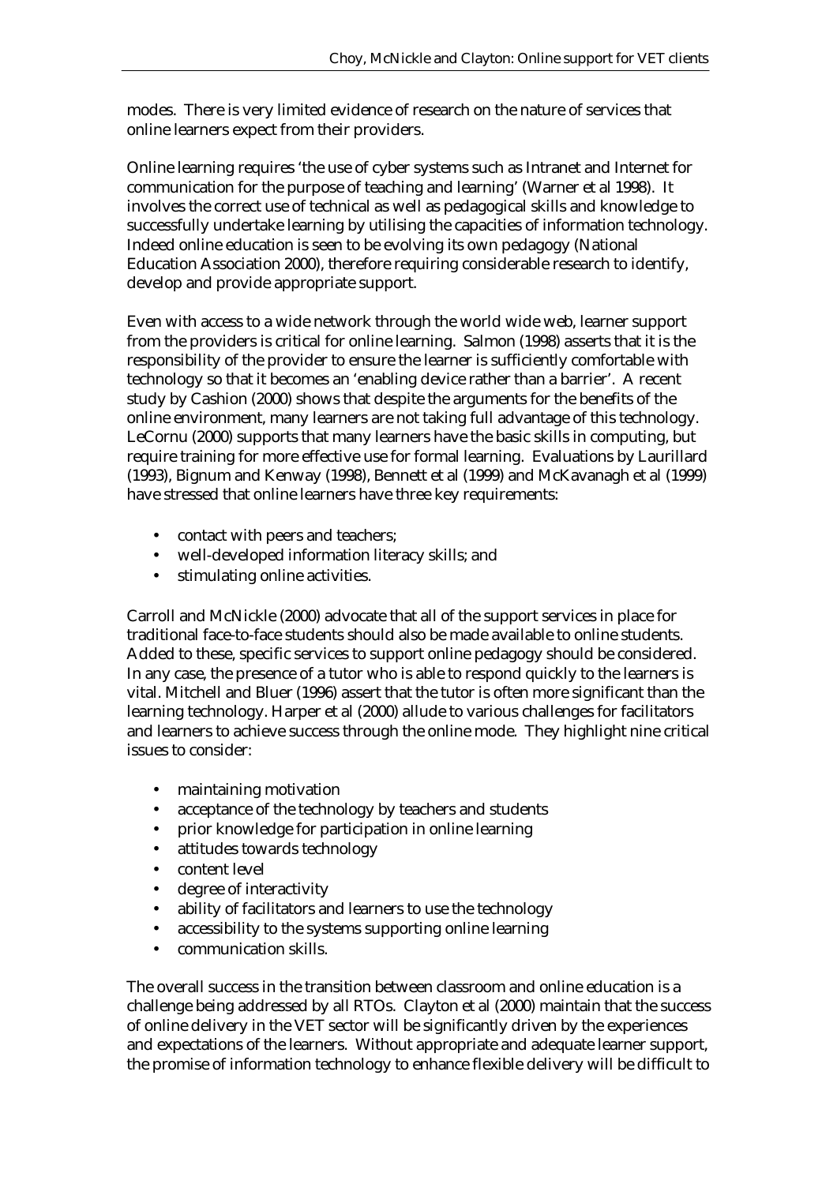modes. There is very limited evidence of research on the nature of services that online learners expect from their providers.

Online learning requires 'the use of cyber systems such as Intranet and Internet for communication for the purpose of teaching and learning' (Warner et al 1998). It involves the correct use of technical as well as pedagogical skills and knowledge to successfully undertake learning by utilising the capacities of information technology. Indeed online education is seen to be evolving its own pedagogy (National Education Association 2000), therefore requiring considerable research to identify, develop and provide appropriate support.

Even with access to a wide network through the world wide web, learner support from the providers is critical for online learning. Salmon (1998) asserts that it is the responsibility of the provider to ensure the learner is sufficiently comfortable with technology so that it becomes an 'enabling device rather than a barrier'. A recent study by Cashion (2000) shows that despite the arguments for the benefits of the online environment, many learners are not taking full advantage of this technology. LeCornu (2000) supports that many learners have the basic skills in computing, but require training for more effective use for formal learning. Evaluations by Laurillard (1993), Bignum and Kenway (1998), Bennett et al (1999) and McKavanagh et al (1999) have stressed that online learners have three key requirements:

- contact with peers and teachers;
- well-developed information literacy skills; and
- stimulating online activities.

Carroll and McNickle (2000) advocate that all of the support services in place for traditional face-to-face students should also be made available to online students. Added to these, specific services to support online pedagogy should be considered. In any case, the presence of a tutor who is able to respond quickly to the learners is vital. Mitchell and Bluer (1996) assert that the tutor is often more significant than the learning technology. Harper et al (2000) allude to various challenges for facilitators and learners to achieve success through the online mode. They highlight nine critical issues to consider:

- maintaining motivation
- acceptance of the technology by teachers and students
- prior knowledge for participation in online learning
- attitudes towards technology
- content level
- degree of interactivity
- ability of facilitators and learners to use the technology
- accessibility to the systems supporting online learning
- communication skills.

The overall success in the transition between classroom and online education is a challenge being addressed by all RTOs. Clayton et al (2000) maintain that the success of online delivery in the VET sector will be significantly driven by the experiences and expectations of the learners. Without appropriate and adequate learner support, the promise of information technology to enhance flexible delivery will be difficult to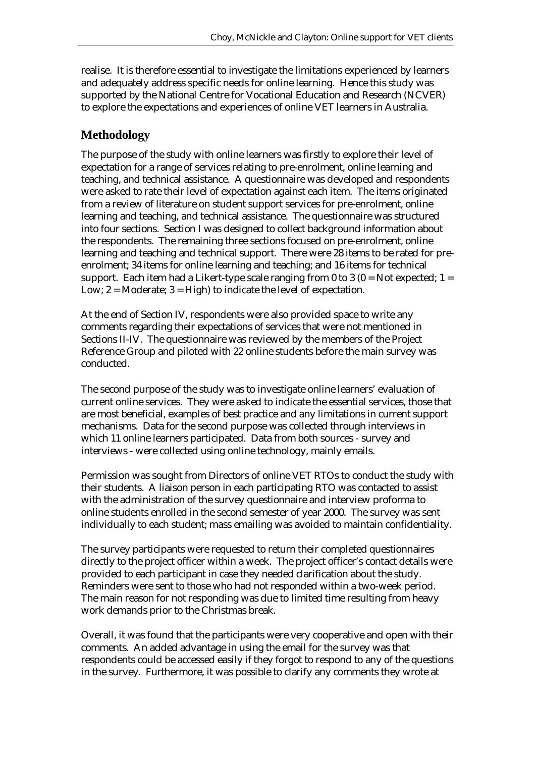realise. It is therefore essential to investigate the limitations experienced by learners and adequately address specific needs for online learning. Hence this study was supported by the National Centre for Vocational Education and Research (NCVER) to explore the expectations and experiences of online VET learners in Australia.

## Methodology

The purpose of the study with online learners was firstly to explore their level of expectation for a range of services relating to pre-enrolment, online learning and teaching, and technical assistance. A questionnaire was developed and respondents were asked to rate their level of expectation against each item. The items originated from a review of literature on student support services for pre-enrolment, online learning and teaching, and technical assistance. The questionnaire was structured into four sections. Section I was designed to collect background information about the respondents. The remaining three sections focused on pre-enrolment, online learning and teaching and technical support. There were 28 items to be rated for pre-enrolment; 34 items for online learning and teaching; and 16 items for technical support. Each item had a Likert-type scale ranging from 0 to 3 (0 = Not expected; 1 = Low; 2 = Moderate; 3 = High) to indicate the level of expectation.

At the end of Section IV, respondents were also provided space to write any comments regarding their expectations of services that were not mentioned in Sections II-IV. The questionnaire was reviewed by the members of the Project Reference Group and piloted with 22 online students before the main survey was conducted.

The second purpose of the study was to investigate online learners' evaluation of current online services. They were asked to indicate the essential services, those that are most beneficial, examples of best practice and any limitations in current support mechanisms. Data for the second purpose was collected through interviews in which 11 online learners participated. Data from both sources - survey and interviews - were collected using online technology, mainly emails.

Permission was sought from Directors of online VET RTOs to conduct the study with their students. A liaison person in each participating RTO was contacted to assist with the administration of the survey questionnaire and interview proforma to online students enrolled in the second semester of year 2000. The survey was sent individually to each student; mass emailing was avoided to maintain confidentiality.

The survey participants were requested to return their completed questionnaires directly to the project officer within a week. The project officer's contact details were provided to each participant in case they needed clarification about the study. Reminders were sent to those who had not responded within a two-week period. The main reason for not responding was due to limited time resulting from heavy work demands prior to the Christmas break.

Overall, it was found that the participants were very cooperative and open with their comments. An added advantage in using the email for the survey was that respondents could be accessed easily if they forgot to respond to any of the questions in the survey. Furthermore, it was possible to clarify any comments they wrote at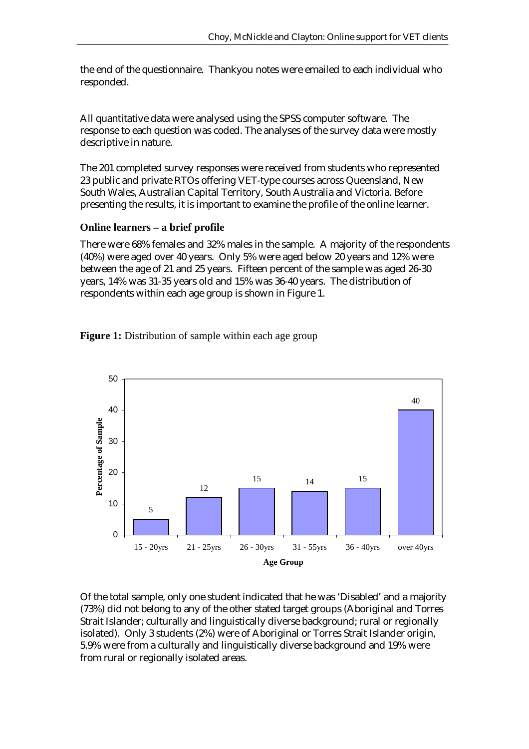the end of the questionnaire. Thankyou notes were emailed to each individual who responded.

All quantitative data were analysed using the SPSS computer software. The response to each question was coded. The analyses of the survey data were mostly descriptive in nature.

The 201 completed survey responses were received from students who represented 23 public and private RTOs offering VET-type courses across Queensland, New South Wales, Australian Capital Territory, South Australia and Victoria. Before presenting the results, it is important to examine the profile of the online learner.

### Online learners – a brief profile

There were 68% females and 32% males in the sample. A majority of the respondents (40%) were aged over 40 years. Only 5% were aged below 20 years and 12% were between the age of 21 and 25 years. Fifteen percent of the sample was aged 26-30 years, 14% was 31-35 years old and 15% was 36-40 years. The distribution of respondents within each age group is shown in Figure 1.

**Figure 1:** Distribution of sample within each age group

| Age Group | Percentage of Sample |
|---|---|
| 15 - 20yrs | 5 |
| 21 - 25yrs | 12 |
| 26 - 30yrs | 15 |
| 31 - 55yrs | 14 |
| 36 - 40yrs | 15 |
| over 40yrs | 40 |

Of the total sample, only one student indicated that he was 'Disabled' and a majority (73%) did not belong to any of the other stated target groups (Aboriginal and Torres Strait Islander; culturally and linguistically diverse background; rural or regionally isolated). Only 3 students (2%) were of Aboriginal or Torres Strait Islander origin, 5.9% were from a culturally and linguistically diverse background and 19% were from rural or regionally isolated areas.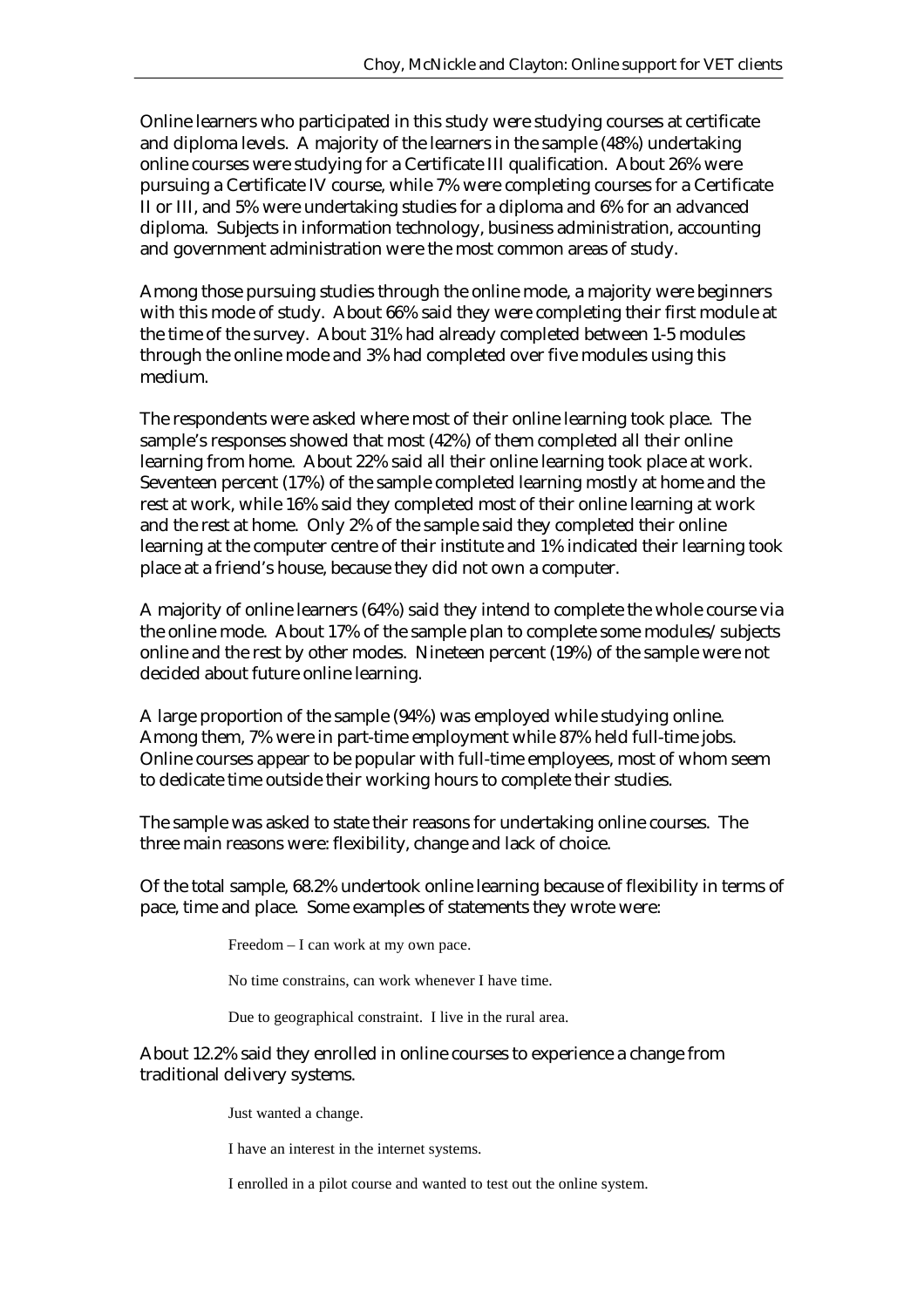Online learners who participated in this study were studying courses at certificate and diploma levels. A majority of the learners in the sample (48%) undertaking online courses were studying for a Certificate III qualification. About 26% were pursuing a Certificate IV course, while 7% were completing courses for a Certificate II or III, and 5% were undertaking studies for a diploma and 6% for an advanced diploma. Subjects in information technology, business administration, accounting and government administration were the most common areas of study.

Among those pursuing studies through the online mode, a majority were beginners with this mode of study. About 66% said they were completing their first module at the time of the survey. About 31% had already completed between 1-5 modules through the online mode and 3% had completed over five modules using this medium.

The respondents were asked where most of their online learning took place. The sample's responses showed that most (42%) of them completed all their online learning from home. About 22% said all their online learning took place at work. Seventeen percent (17%) of the sample completed learning mostly at home and the rest at work, while 16% said they completed most of their online learning at work and the rest at home. Only 2% of the sample said they completed their online learning at the computer centre of their institute and 1% indicated their learning took place at a friend's house, because they did not own a computer.

A majority of online learners (64%) said they intend to complete the whole course via the online mode. About 17% of the sample plan to complete some modules/subjects online and the rest by other modes. Nineteen percent (19%) of the sample were not decided about future online learning.

A large proportion of the sample (94%) was employed while studying online. Among them, 7% were in part-time employment while 87% held full-time jobs. Online courses appear to be popular with full-time employees, most of whom seem to dedicate time outside their working hours to complete their studies.

The sample was asked to state their reasons for undertaking online courses. The three main reasons were: flexibility, change and lack of choice.

Of the total sample, 68.2% undertook online learning because of flexibility in terms of pace, time and place. Some examples of statements they wrote were:

> Freedom – I can work at my own pace.
>
> No time constrains, can work whenever I have time.
>
> Due to geographical constraint. I live in the rural area.

About 12.2% said they enrolled in online courses to experience a change from traditional delivery systems.

> Just wanted a change.
>
> I have an interest in the internet systems.
>
> I enrolled in a pilot course and wanted to test out the online system.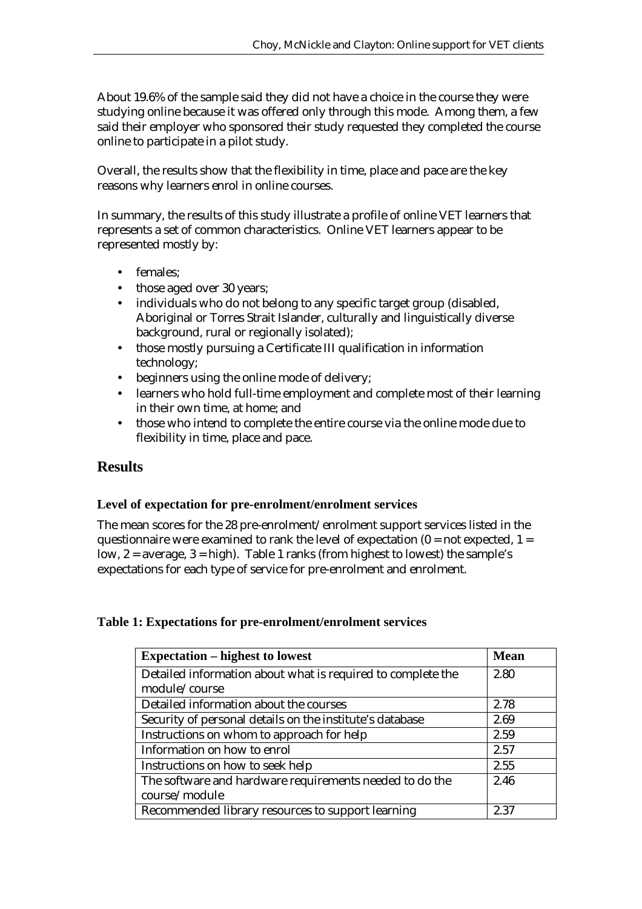About 19.6% of the sample said they did not have a choice in the course they were studying online because it was offered only through this mode. Among them, a few said their employer who sponsored their study requested they completed the course online to participate in a pilot study.

Overall, the results show that the flexibility in time, place and pace are the key reasons why learners enrol in online courses.

In summary, the results of this study illustrate a profile of online VET learners that represents a set of common characteristics. Online VET learners appear to be represented mostly by:

- females;
- those aged over 30 years;
- individuals who do not belong to any specific target group (disabled, Aboriginal or Torres Strait Islander, culturally and linguistically diverse background, rural or regionally isolated);
- those mostly pursuing a Certificate III qualification in information technology;
- beginners using the online mode of delivery;
- learners who hold full-time employment and complete most of their learning in their own time, at home; and
- those who intend to complete the entire course via the online mode due to flexibility in time, place and pace.

## Results

### Level of expectation for pre-enrolment/enrolment services

The mean scores for the 28 pre-enrolment/enrolment support services listed in the questionnaire were examined to rank the level of expectation (0 = not expected, 1 = low, 2 = average, 3 = high). Table 1 ranks (from highest to lowest) the sample's expectations for each type of service for pre-enrolment and enrolment.

**Table 1: Expectations for pre-enrolment/enrolment services**

| Expectation – highest to lowest | Mean |
|---|---|
| Detailed information about what is required to complete the module/course | 2.80 |
| Detailed information about the courses | 2.78 |
| Security of personal details on the institute's database | 2.69 |
| Instructions on whom to approach for help | 2.59 |
| Information on how to enrol | 2.57 |
| Instructions on how to seek help | 2.55 |
| The software and hardware requirements needed to do the course/module | 2.46 |
| Recommended library resources to support learning | 2.37 |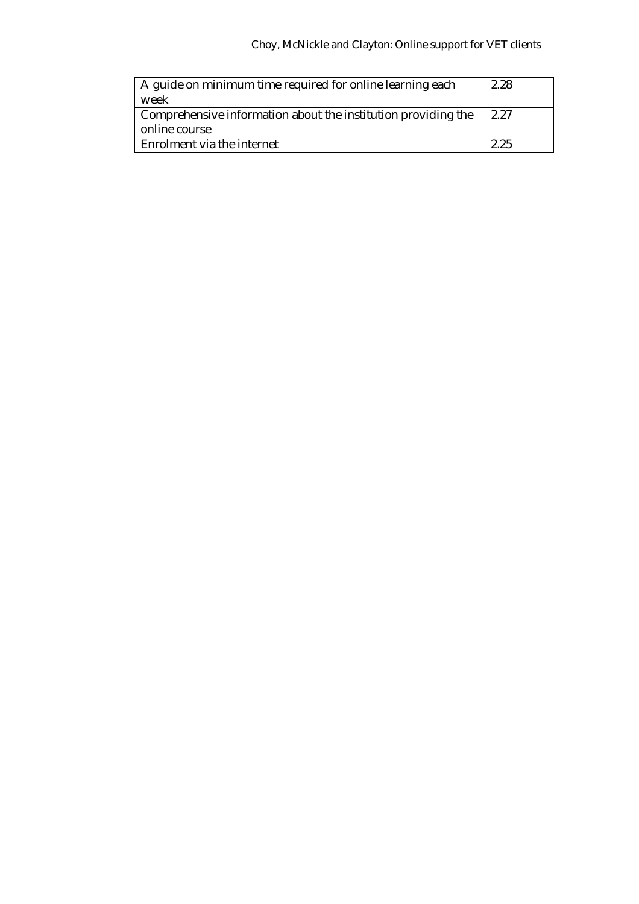| | |
|---|---|
| A guide on minimum time required for online learning each week | 2.28 |
| Comprehensive information about the institution providing the online course | 2.27 |
| Enrolment via the internet | 2.25 |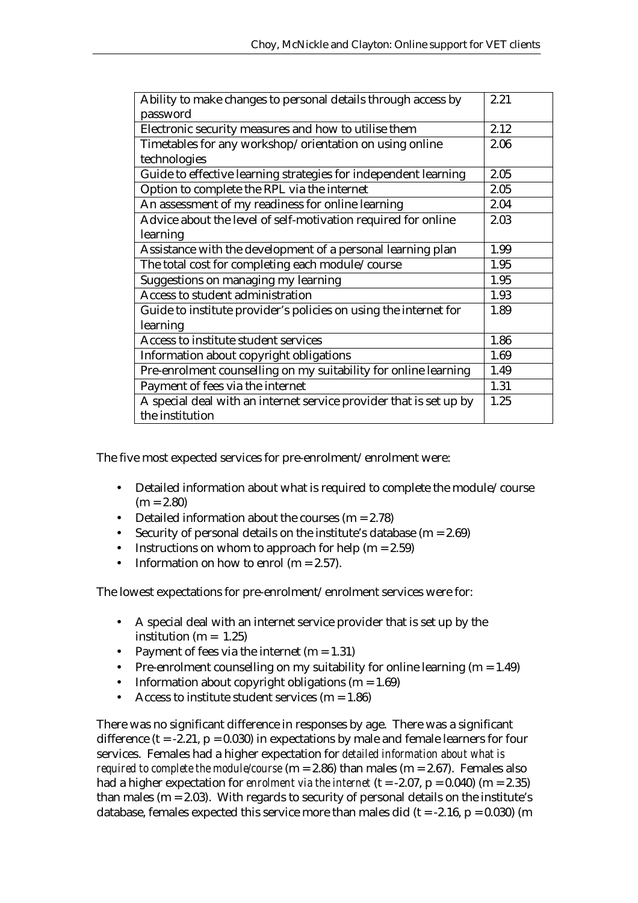| Ability to make changes to personal details through access by password | 2.21 |
|---|---|
| Electronic security measures and how to utilise them | 2.12 |
| Timetables for any workshop/orientation on using online technologies | 2.06 |
| Guide to effective learning strategies for independent learning | 2.05 |
| Option to complete the RPL via the internet | 2.05 |
| An assessment of my readiness for online learning | 2.04 |
| Advice about the level of self-motivation required for online learning | 2.03 |
| Assistance with the development of a personal learning plan | 1.99 |
| The total cost for completing each module/course | 1.95 |
| Suggestions on managing my learning | 1.95 |
| Access to student administration | 1.93 |
| Guide to institute provider's policies on using the internet for learning | 1.89 |
| Access to institute student services | 1.86 |
| Information about copyright obligations | 1.69 |
| Pre-enrolment counselling on my suitability for online learning | 1.49 |
| Payment of fees via the internet | 1.31 |
| A special deal with an internet service provider that is set up by the institution | 1.25 |

The five most expected services for pre-enrolment/enrolment were:

- Detailed information about what is required to complete the module/course (m = 2.80)
- Detailed information about the courses (m = 2.78)
- Security of personal details on the institute's database (m = 2.69)
- Instructions on whom to approach for help (m = 2.59)
- Information on how to enrol (m = 2.57).

The lowest expectations for pre-enrolment/enrolment services were for:

- A special deal with an internet service provider that is set up by the institution (m = 1.25)
- Payment of fees via the internet (m = 1.31)
- Pre-enrolment counselling on my suitability for online learning (m = 1.49)
- Information about copyright obligations (m = 1.69)
- Access to institute student services (m = 1.86)

There was no significant difference in responses by age. There was a significant difference ($t = -2.21$, $p = 0.030$) in expectations by male and female learners for four services. Females had a higher expectation for *detailed information about what is required to complete the module/course* (m = 2.86) than males (m = 2.67). Females also had a higher expectation for *enrolment via the internet* ($t = -2.07$, $p = 0.040$) (m = 2.35) than males (m = 2.03). With regards to security of personal details on the institute's database, females expected this service more than males did ($t = -2.16$, $p = 0.030$) (m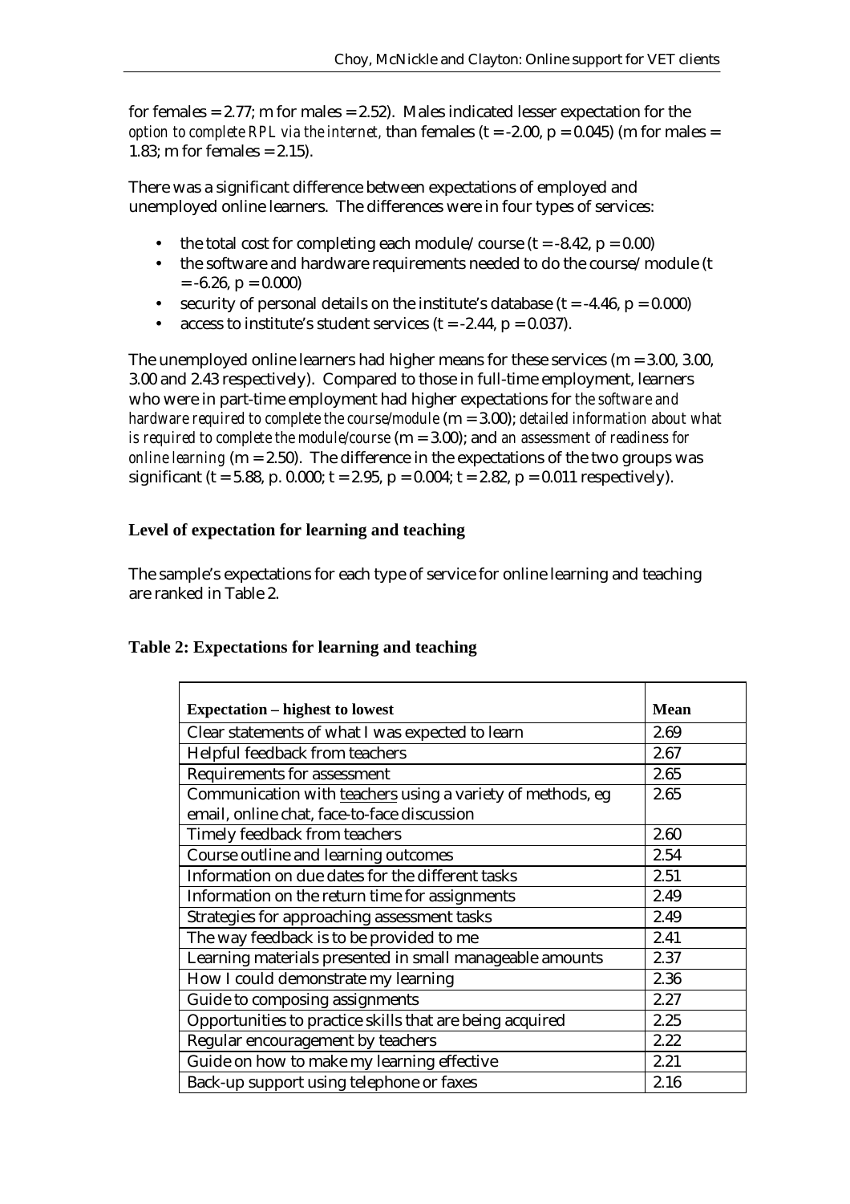for females = 2.77; m for males = 2.52). Males indicated lesser expectation for the *option to complete RPL via the internet*, than females ($t = -2.00$, $p = 0.045$) (m for males = 1.83; m for females = 2.15).

There was a significant difference between expectations of employed and unemployed online learners. The differences were in four types of services:

- the total cost for completing each module/course ($t = -8.42$, $p = 0.00$)
- the software and hardware requirements needed to do the course/module ($t = -6.26$, $p = 0.000$)
- security of personal details on the institute's database ($t = -4.46$, $p = 0.000$)
- access to institute's student services ($t = -2.44$, $p = 0.037$).

The unemployed online learners had higher means for these services (m = 3.00, 3.00, 3.00 and 2.43 respectively). Compared to those in full-time employment, learners who were in part-time employment had higher expectations for *the software and hardware required to complete the course/module* (m = 3.00); *detailed information about what is required to complete the module/course* (m = 3.00); and *an assessment of readiness for online learning* (m = 2.50). The difference in the expectations of the two groups was significant ($t = 5.88$, p. 0.000; $t = 2.95$, $p = 0.004$; $t = 2.82$, $p = 0.011$ respectively).

## Level of expectation for learning and teaching

The sample's expectations for each type of service for online learning and teaching are ranked in Table 2.

**Table 2: Expectations for learning and teaching**

| Expectation – highest to lowest | Mean |
|---|---|
| Clear statements of what I was expected to learn | 2.69 |
| Helpful feedback from teachers | 2.67 |
| Requirements for assessment | 2.65 |
| Communication with teachers using a variety of methods, eg email, online chat, face-to-face discussion | 2.65 |
| Timely feedback from teachers | 2.60 |
| Course outline and learning outcomes | 2.54 |
| Information on due dates for the different tasks | 2.51 |
| Information on the return time for assignments | 2.49 |
| Strategies for approaching assessment tasks | 2.49 |
| The way feedback is to be provided to me | 2.41 |
| Learning materials presented in small manageable amounts | 2.37 |
| How I could demonstrate my learning | 2.36 |
| Guide to composing assignments | 2.27 |
| Opportunities to practice skills that are being acquired | 2.25 |
| Regular encouragement by teachers | 2.22 |
| Guide on how to make my learning effective | 2.21 |
| Back-up support using telephone or faxes | 2.16 |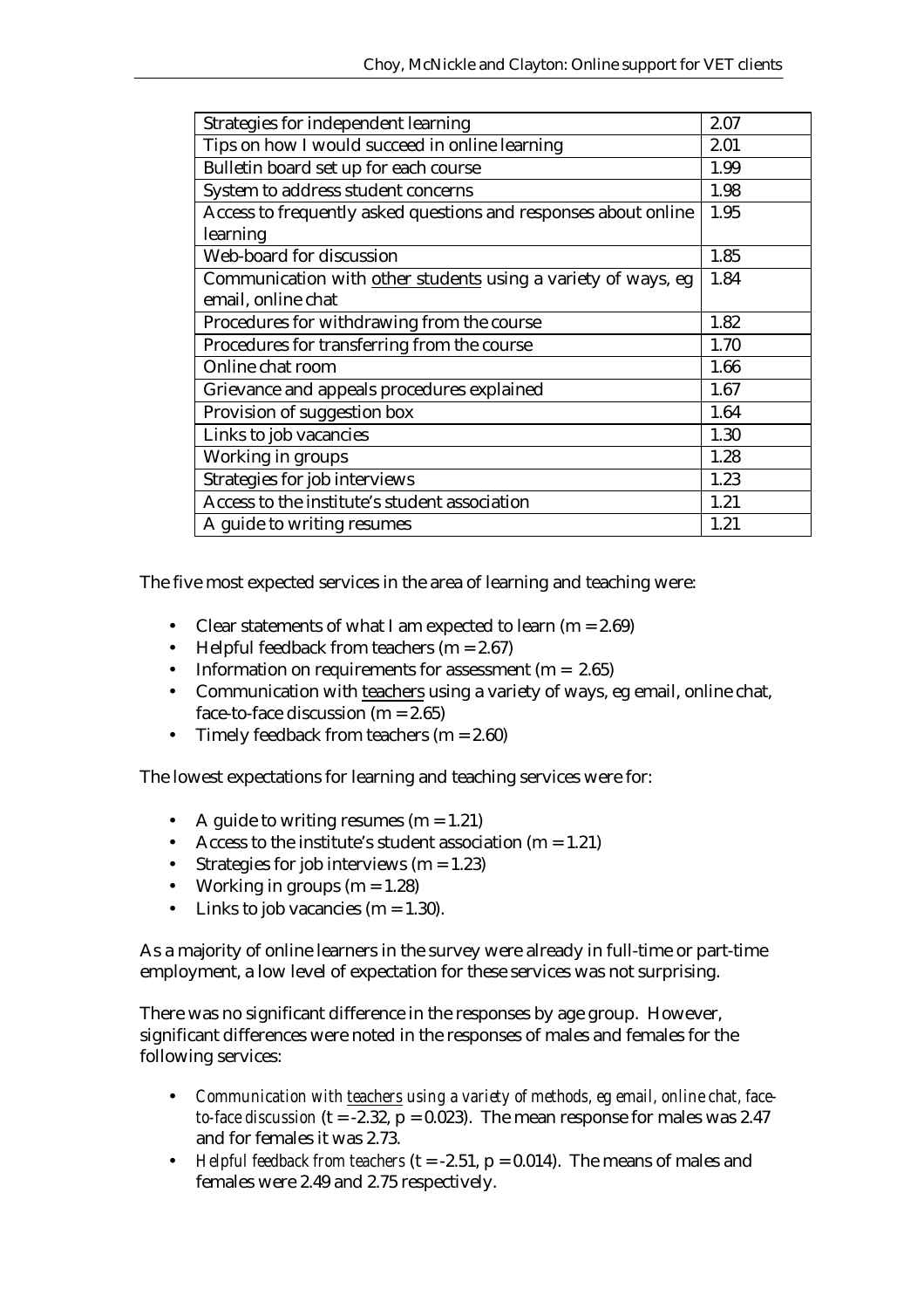| Strategies for independent learning | 2.07 |
|---|---|
| Tips on how I would succeed in online learning | 2.01 |
| Bulletin board set up for each course | 1.99 |
| System to address student concerns | 1.98 |
| Access to frequently asked questions and responses about online learning | 1.95 |
| Web-board for discussion | 1.85 |
| Communication with <u>other students</u> using a variety of ways, eg email, online chat | 1.84 |
| Procedures for withdrawing from the course | 1.82 |
| Procedures for transferring from the course | 1.70 |
| Online chat room | 1.66 |
| Grievance and appeals procedures explained | 1.67 |
| Provision of suggestion box | 1.64 |
| Links to job vacancies | 1.30 |
| Working in groups | 1.28 |
| Strategies for job interviews | 1.23 |
| Access to the institute's student association | 1.21 |
| A guide to writing resumes | 1.21 |

The five most expected services in the area of learning and teaching were:

- Clear statements of what I am expected to learn (m = 2.69)
- Helpful feedback from teachers (m = 2.67)
- Information on requirements for assessment (m = 2.65)
- Communication with <u>teachers</u> using a variety of ways, eg email, online chat, face-to-face discussion (m = 2.65)
- Timely feedback from teachers (m = 2.60)

The lowest expectations for learning and teaching services were for:

- A guide to writing resumes (m = 1.21)
- Access to the institute's student association (m = 1.21)
- Strategies for job interviews (m = 1.23)
- Working in groups (m = 1.28)
- Links to job vacancies (m = 1.30).

As a majority of online learners in the survey were already in full-time or part-time employment, a low level of expectation for these services was not surprising.

There was no significant difference in the responses by age group. However, significant differences were noted in the responses of males and females for the following services:

- *Communication with <u>teachers</u> using a variety of methods, eg email, online chat, face-to-face discussion* ($t = -2.32$, $p = 0.023$). The mean response for males was 2.47 and for females it was 2.73.
- *Helpful feedback from teachers* ($t = -2.51$, $p = 0.014$). The means of males and females were 2.49 and 2.75 respectively.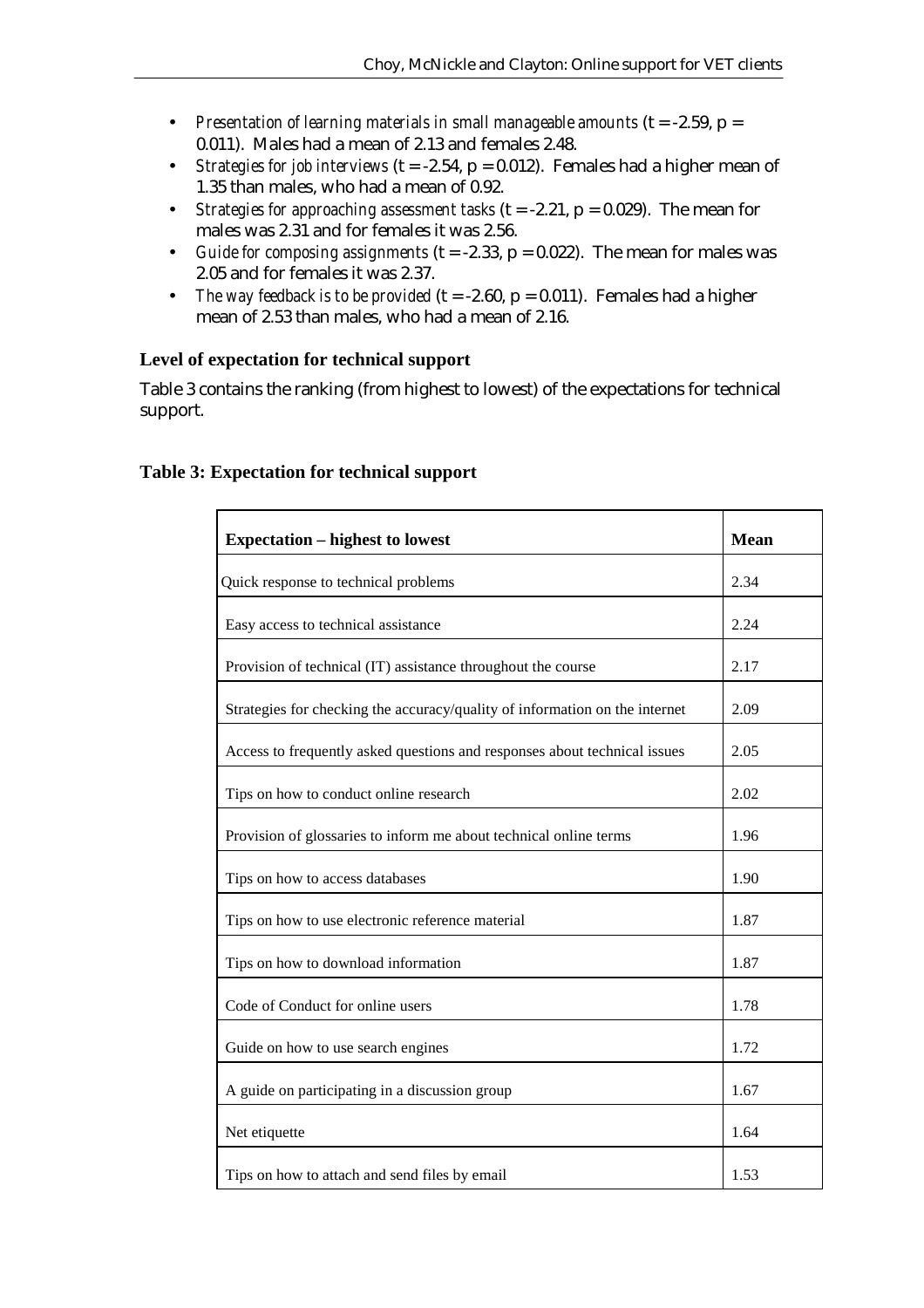- *Presentation of learning materials in small manageable amounts* ($t = -2.59$, $p = 0.011$). Males had a mean of 2.13 and females 2.48.
- *Strategies for job interviews* ($t = -2.54$, $p = 0.012$). Females had a higher mean of 1.35 than males, who had a mean of 0.92.
- *Strategies for approaching assessment tasks* ($t = -2.21$, $p = 0.029$). The mean for males was 2.31 and for females it was 2.56.
- *Guide for composing assignments* ($t = -2.33$, $p = 0.022$). The mean for males was 2.05 and for females it was 2.37.
- *The way feedback is to be provided* ($t = -2.60$, $p = 0.011$). Females had a higher mean of 2.53 than males, who had a mean of 2.16.

### Level of expectation for technical support

Table 3 contains the ranking (from highest to lowest) of the expectations for technical support.

**Table 3: Expectation for technical support**

| Expectation – highest to lowest | Mean |
|---|---|
| Quick response to technical problems | 2.34 |
| Easy access to technical assistance | 2.24 |
| Provision of technical (IT) assistance throughout the course | 2.17 |
| Strategies for checking the accuracy/quality of information on the internet | 2.09 |
| Access to frequently asked questions and responses about technical issues | 2.05 |
| Tips on how to conduct online research | 2.02 |
| Provision of glossaries to inform me about technical online terms | 1.96 |
| Tips on how to access databases | 1.90 |
| Tips on how to use electronic reference material | 1.87 |
| Tips on how to download information | 1.87 |
| Code of Conduct for online users | 1.78 |
| Guide on how to use search engines | 1.72 |
| A guide on participating in a discussion group | 1.67 |
| Net etiquette | 1.64 |
| Tips on how to attach and send files by email | 1.53 |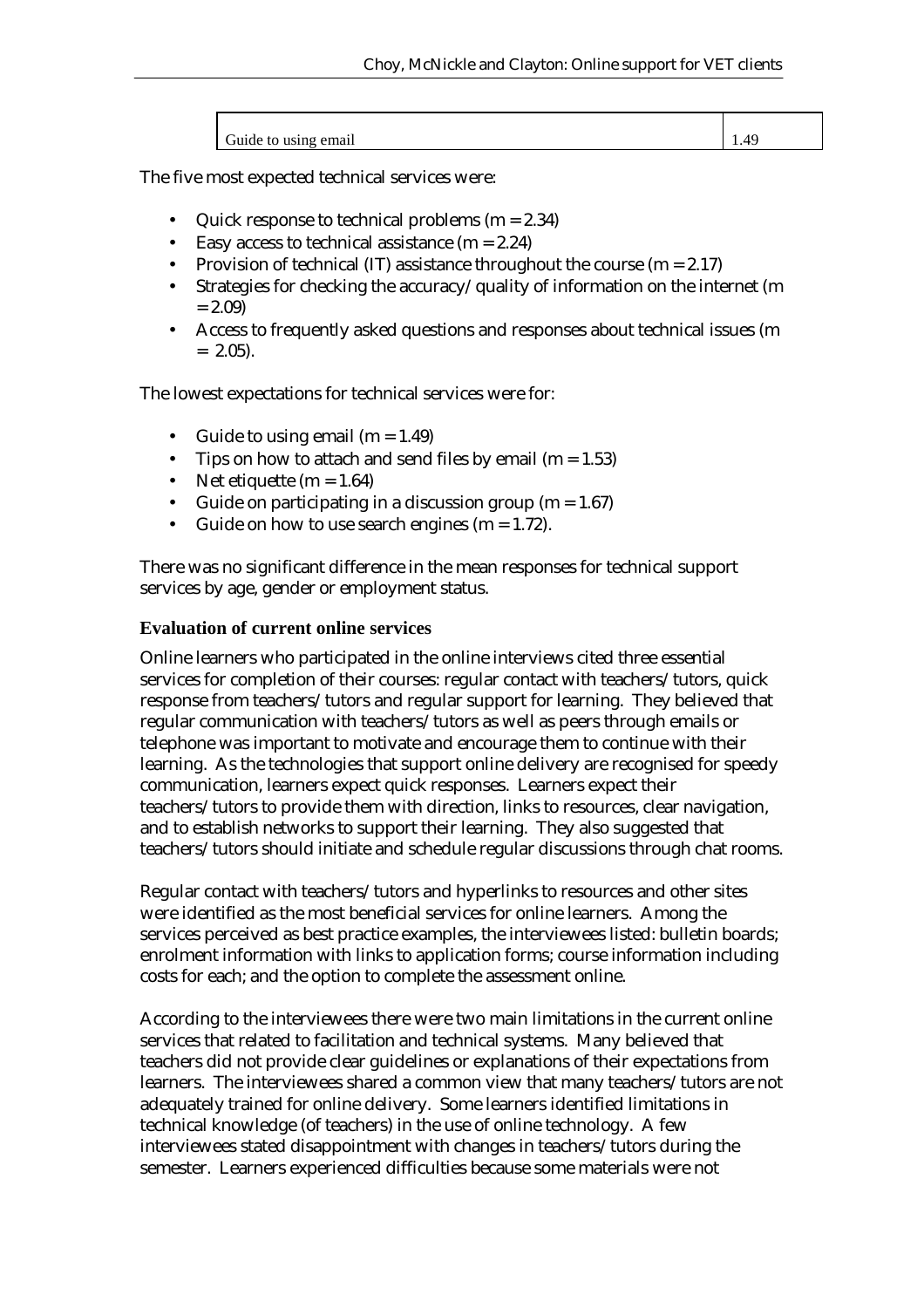| Guide to using email | 1.49 |
|---|---|

The five most expected technical services were:

- Quick response to technical problems (m = 2.34)
- Easy access to technical assistance (m = 2.24)
- Provision of technical (IT) assistance throughout the course (m = 2.17)
- Strategies for checking the accuracy/quality of information on the internet (m = 2.09)
- Access to frequently asked questions and responses about technical issues (m = 2.05).

The lowest expectations for technical services were for:

- Guide to using email (m = 1.49)
- Tips on how to attach and send files by email (m = 1.53)
- Net etiquette (m = 1.64)
- Guide on participating in a discussion group (m = 1.67)
- Guide on how to use search engines (m = 1.72).

There was no significant difference in the mean responses for technical support services by age, gender or employment status.

### Evaluation of current online services

Online learners who participated in the online interviews cited three essential services for completion of their courses: regular contact with teachers/tutors, quick response from teachers/tutors and regular support for learning. They believed that regular communication with teachers/tutors as well as peers through emails or telephone was important to motivate and encourage them to continue with their learning. As the technologies that support online delivery are recognised for speedy communication, learners expect quick responses. Learners expect their teachers/tutors to provide them with direction, links to resources, clear navigation, and to establish networks to support their learning. They also suggested that teachers/tutors should initiate and schedule regular discussions through chat rooms.

Regular contact with teachers/tutors and hyperlinks to resources and other sites were identified as the most beneficial services for online learners. Among the services perceived as best practice examples, the interviewees listed: bulletin boards; enrolment information with links to application forms; course information including costs for each; and the option to complete the assessment online.

According to the interviewees there were two main limitations in the current online services that related to facilitation and technical systems. Many believed that teachers did not provide clear guidelines or explanations of their expectations from learners. The interviewees shared a common view that many teachers/tutors are not adequately trained for online delivery. Some learners identified limitations in technical knowledge (of teachers) in the use of online technology. A few interviewees stated disappointment with changes in teachers/tutors during the semester. Learners experienced difficulties because some materials were not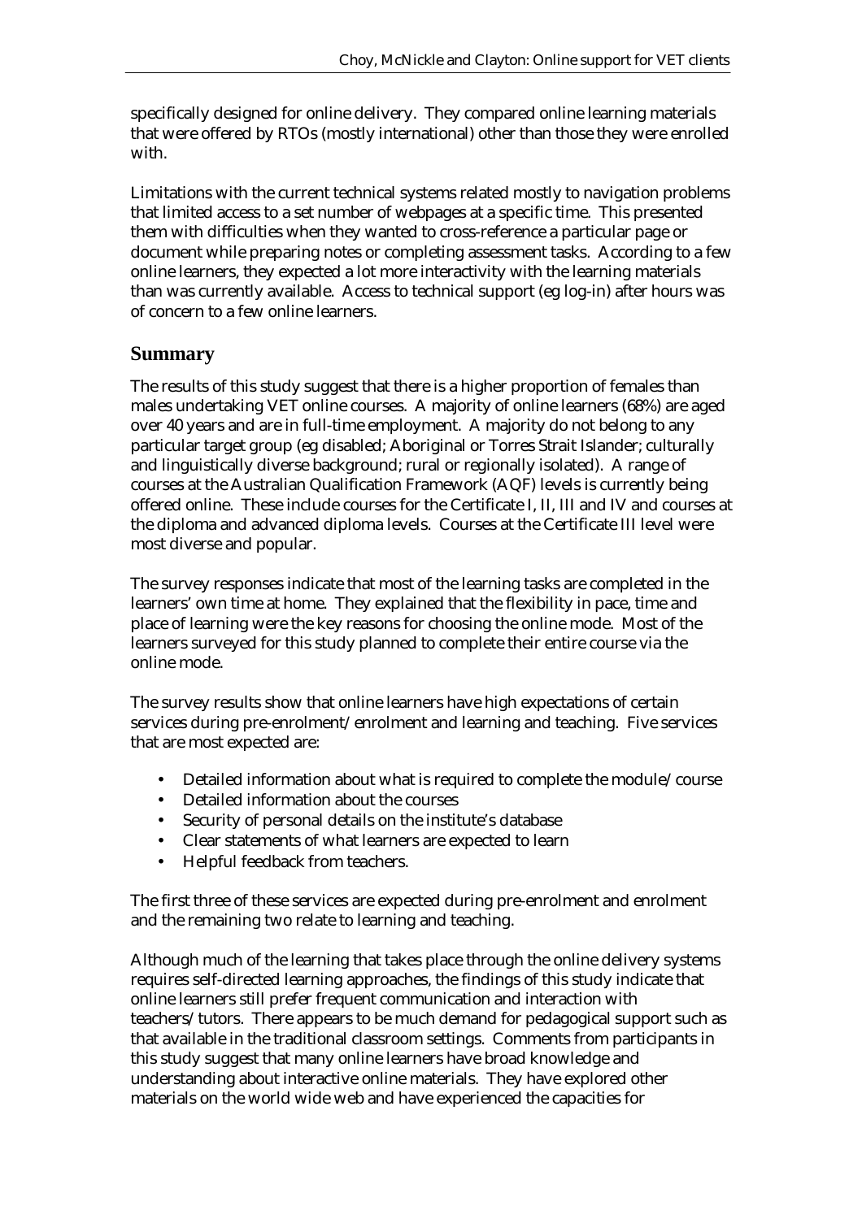specifically designed for online delivery. They compared online learning materials that were offered by RTOs (mostly international) other than those they were enrolled with.

Limitations with the current technical systems related mostly to navigation problems that limited access to a set number of webpages at a specific time. This presented them with difficulties when they wanted to cross-reference a particular page or document while preparing notes or completing assessment tasks. According to a few online learners, they expected a lot more interactivity with the learning materials than was currently available. Access to technical support (eg log-in) after hours was of concern to a few online learners.

## Summary

The results of this study suggest that there is a higher proportion of females than males undertaking VET online courses. A majority of online learners (68%) are aged over 40 years and are in full-time employment. A majority do not belong to any particular target group (eg disabled; Aboriginal or Torres Strait Islander; culturally and linguistically diverse background; rural or regionally isolated). A range of courses at the Australian Qualification Framework (AQF) levels is currently being offered online. These include courses for the Certificate I, II, III and IV and courses at the diploma and advanced diploma levels. Courses at the Certificate III level were most diverse and popular.

The survey responses indicate that most of the learning tasks are completed in the learners' own time at home. They explained that the flexibility in pace, time and place of learning were the key reasons for choosing the online mode. Most of the learners surveyed for this study planned to complete their entire course via the online mode.

The survey results show that online learners have high expectations of certain services during pre-enrolment/enrolment and learning and teaching. Five services that are most expected are:

- Detailed information about what is required to complete the module/course
- Detailed information about the courses
- Security of personal details on the institute's database
- Clear statements of what learners are expected to learn
- Helpful feedback from teachers.

The first three of these services are expected during pre-enrolment and enrolment and the remaining two relate to learning and teaching.

Although much of the learning that takes place through the online delivery systems requires self-directed learning approaches, the findings of this study indicate that online learners still prefer frequent communication and interaction with teachers/tutors. There appears to be much demand for pedagogical support such as that available in the traditional classroom settings. Comments from participants in this study suggest that many online learners have broad knowledge and understanding about interactive online materials. They have explored other materials on the world wide web and have experienced the capacities for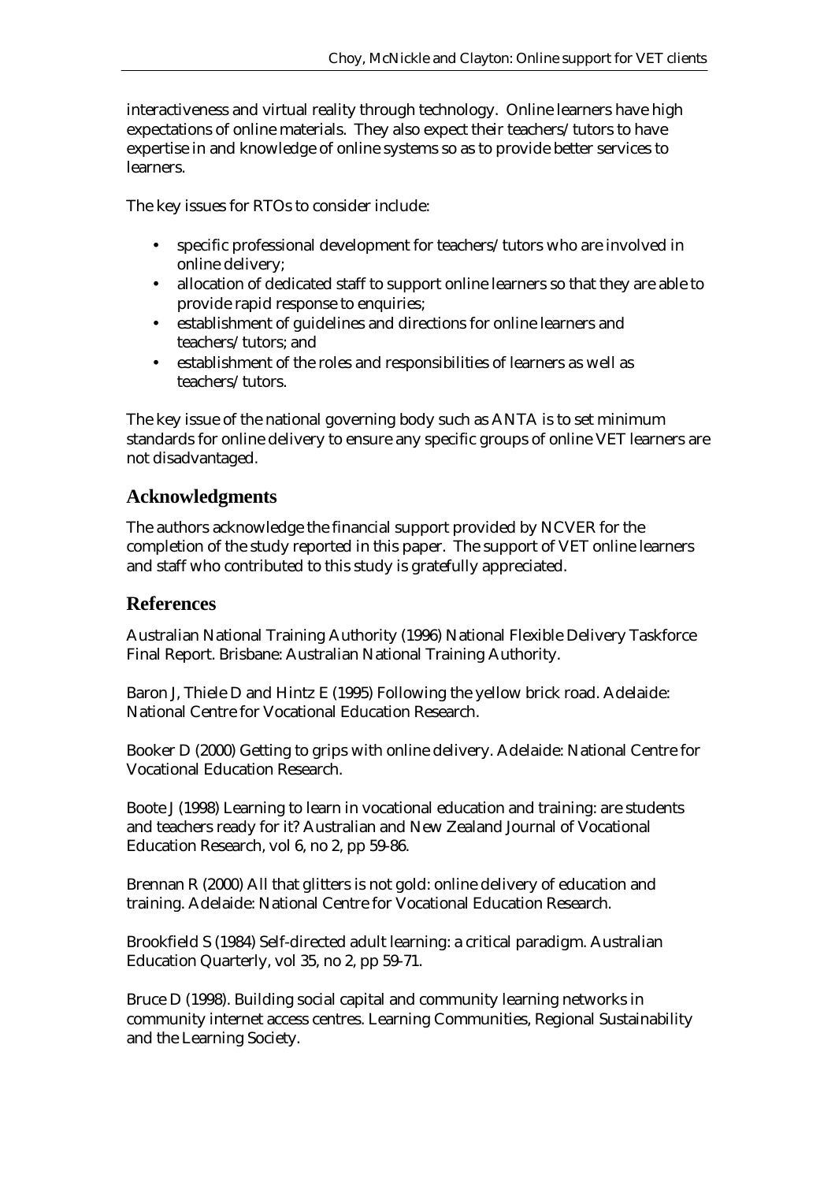interactiveness and virtual reality through technology. Online learners have high expectations of online materials. They also expect their teachers/tutors to have expertise in and knowledge of online systems so as to provide better services to learners.

The key issues for RTOs to consider include:

- specific professional development for teachers/tutors who are involved in online delivery;
- allocation of dedicated staff to support online learners so that they are able to provide rapid response to enquiries;
- establishment of guidelines and directions for online learners and teachers/tutors; and
- establishment of the roles and responsibilities of learners as well as teachers/tutors.

The key issue of the national governing body such as ANTA is to set minimum standards for online delivery to ensure any specific groups of online VET learners are not disadvantaged.

## Acknowledgments

The authors acknowledge the financial support provided by NCVER for the completion of the study reported in this paper. The support of VET online learners and staff who contributed to this study is gratefully appreciated.

## References

Australian National Training Authority (1996) National Flexible Delivery Taskforce Final Report. Brisbane: Australian National Training Authority.

Baron J, Thiele D and Hintz E (1995) Following the yellow brick road. Adelaide: National Centre for Vocational Education Research.

Booker D (2000) Getting to grips with online delivery. Adelaide: National Centre for Vocational Education Research.

Boote J (1998) Learning to learn in vocational education and training: are students and teachers ready for it? Australian and New Zealand Journal of Vocational Education Research, vol 6, no 2, pp 59-86.

Brennan R (2000) All that glitters is not gold: online delivery of education and training. Adelaide: National Centre for Vocational Education Research.

Brookfield S (1984) Self-directed adult learning: a critical paradigm. Australian Education Quarterly, vol 35, no 2, pp 59-71.

Bruce D (1998). Building social capital and community learning networks in community internet access centres. Learning Communities, Regional Sustainability and the Learning Society.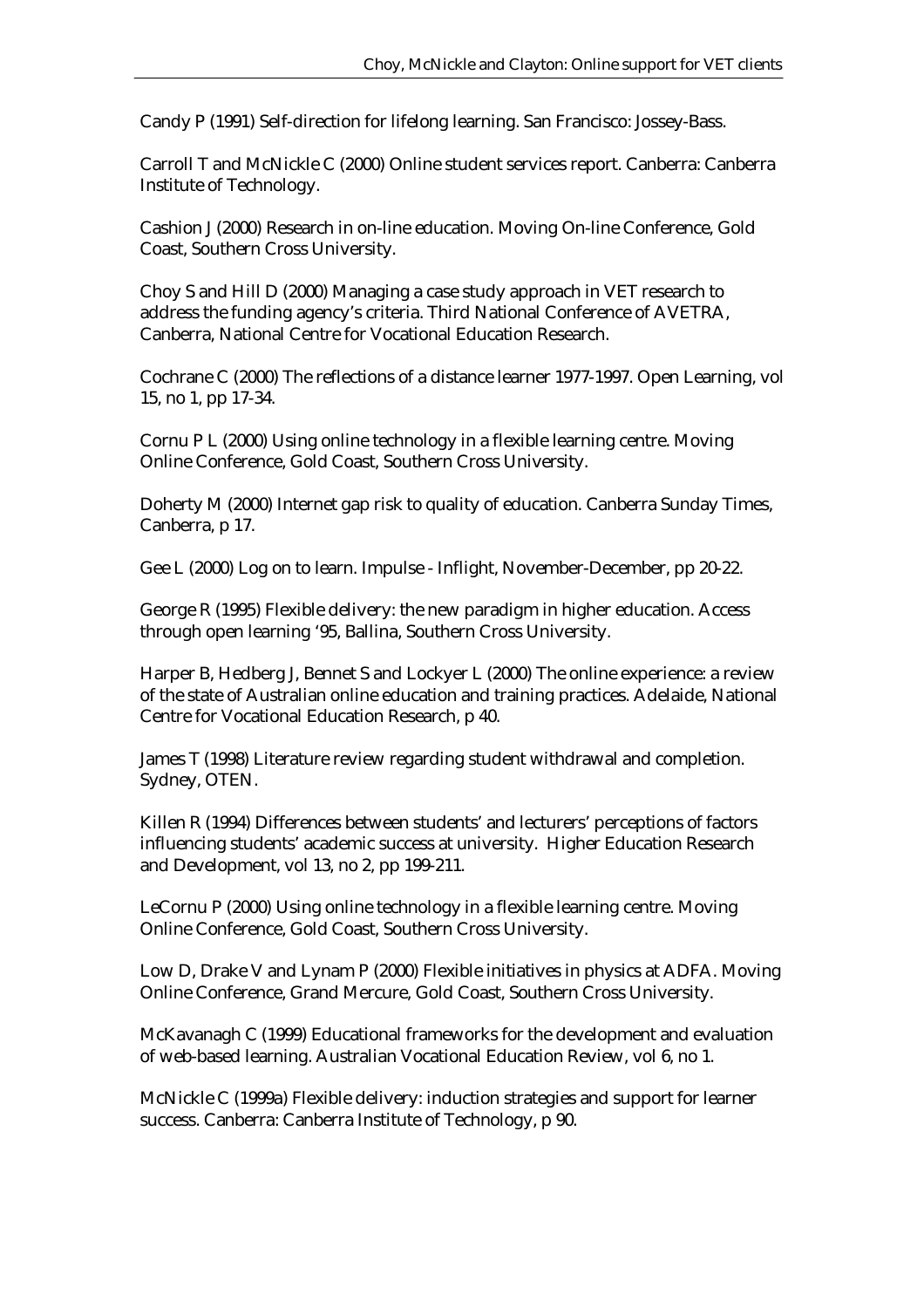Candy P (1991) Self-direction for lifelong learning. San Francisco: Jossey-Bass.

Carroll T and McNickle C (2000) Online student services report. Canberra: Canberra Institute of Technology.

Cashion J (2000) Research in on-line education. Moving On-line Conference, Gold Coast, Southern Cross University.

Choy S and Hill D (2000) Managing a case study approach in VET research to address the funding agency's criteria. Third National Conference of AVETRA, Canberra, National Centre for Vocational Education Research.

Cochrane C (2000) The reflections of a distance learner 1977-1997. Open Learning, vol 15, no 1, pp 17-34.

Cornu P L (2000) Using online technology in a flexible learning centre. Moving Online Conference, Gold Coast, Southern Cross University.

Doherty M (2000) Internet gap risk to quality of education. Canberra Sunday Times, Canberra, p 17.

Gee L (2000) Log on to learn. Impulse - Inflight, November-December, pp 20-22.

George R (1995) Flexible delivery: the new paradigm in higher education. Access through open learning '95, Ballina, Southern Cross University.

Harper B, Hedberg J, Bennet S and Lockyer L (2000) The online experience: a review of the state of Australian online education and training practices. Adelaide, National Centre for Vocational Education Research, p 40.

James T (1998) Literature review regarding student withdrawal and completion. Sydney, OTEN.

Killen R (1994) Differences between students' and lecturers' perceptions of factors influencing students' academic success at university. Higher Education Research and Development, vol 13, no 2, pp 199-211.

LeCornu P (2000) Using online technology in a flexible learning centre. Moving Online Conference, Gold Coast, Southern Cross University.

Low D, Drake V and Lynam P (2000) Flexible initiatives in physics at ADFA. Moving Online Conference, Grand Mercure, Gold Coast, Southern Cross University.

McKavanagh C (1999) Educational frameworks for the development and evaluation of web-based learning. Australian Vocational Education Review, vol 6, no 1.

McNickle C (1999a) Flexible delivery: induction strategies and support for learner success. Canberra: Canberra Institute of Technology, p 90.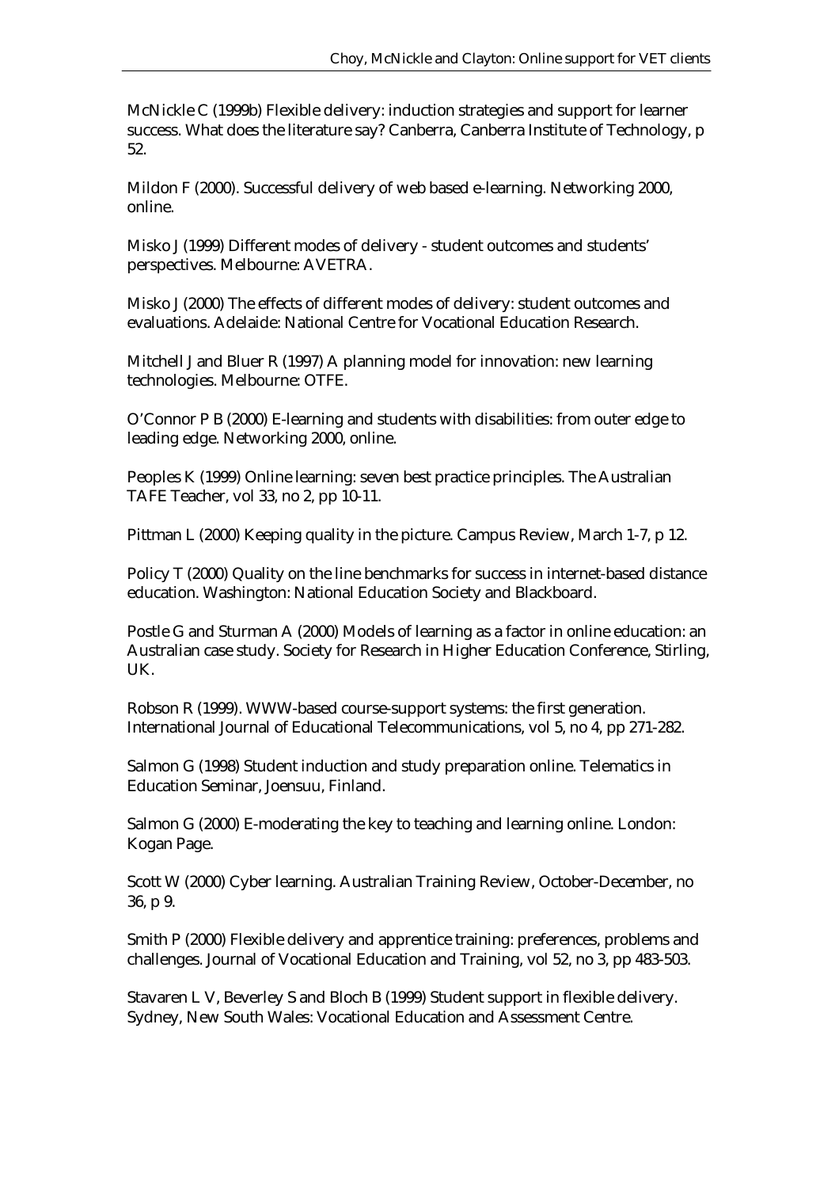McNickle C (1999b) Flexible delivery: induction strategies and support for learner success. What does the literature say? Canberra, Canberra Institute of Technology, p 52.

Mildon F (2000). Successful delivery of web based e-learning. Networking 2000, online.

Misko J (1999) Different modes of delivery - student outcomes and students' perspectives. Melbourne: AVETRA.

Misko J (2000) The effects of different modes of delivery: student outcomes and evaluations. Adelaide: National Centre for Vocational Education Research.

Mitchell J and Bluer R (1997) A planning model for innovation: new learning technologies. Melbourne: OTFE.

O'Connor P B (2000) E-learning and students with disabilities: from outer edge to leading edge. Networking 2000, online.

Peoples K (1999) Online learning: seven best practice principles. The Australian TAFE Teacher, vol 33, no 2, pp 10-11.

Pittman L (2000) Keeping quality in the picture. Campus Review, March 1-7, p 12.

Policy T (2000) Quality on the line benchmarks for success in internet-based distance education. Washington: National Education Society and Blackboard.

Postle G and Sturman A (2000) Models of learning as a factor in online education: an Australian case study. Society for Research in Higher Education Conference, Stirling, UK.

Robson R (1999). WWW-based course-support systems: the first generation. International Journal of Educational Telecommunications, vol 5, no 4, pp 271-282.

Salmon G (1998) Student induction and study preparation online. Telematics in Education Seminar, Joensuu, Finland.

Salmon G (2000) E-moderating the key to teaching and learning online. London: Kogan Page.

Scott W (2000) Cyber learning. Australian Training Review, October-December, no 36, p 9.

Smith P (2000) Flexible delivery and apprentice training: preferences, problems and challenges. Journal of Vocational Education and Training, vol 52, no 3, pp 483-503.

Stavaren L V, Beverley S and Bloch B (1999) Student support in flexible delivery. Sydney, New South Wales: Vocational Education and Assessment Centre.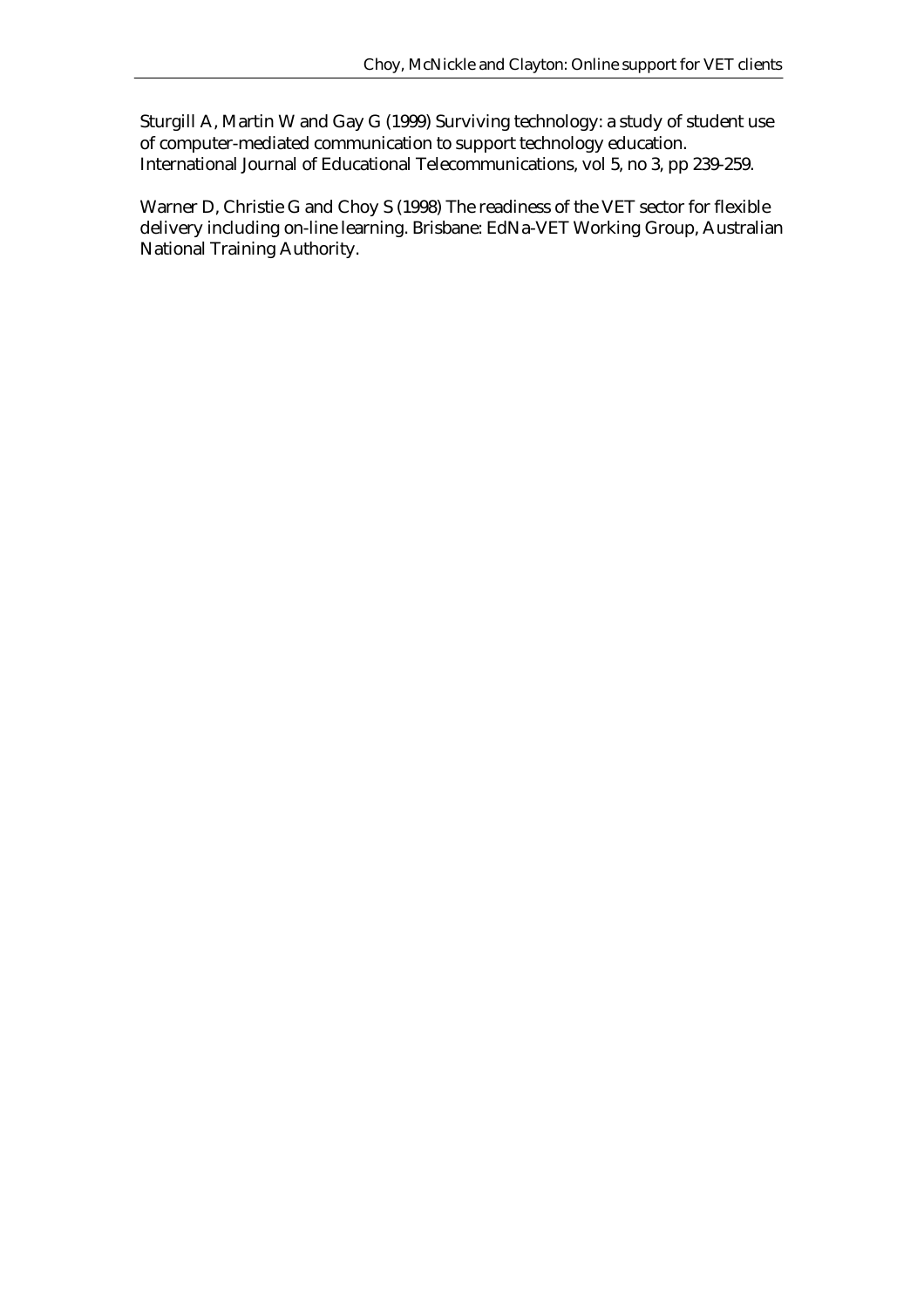Sturgill A, Martin W and Gay G (1999) Surviving technology: a study of student use of computer-mediated communication to support technology education. International Journal of Educational Telecommunications, vol 5, no 3, pp 239-259.

Warner D, Christie G and Choy S (1998) The readiness of the VET sector for flexible delivery including on-line learning. Brisbane: EdNa-VET Working Group, Australian National Training Authority.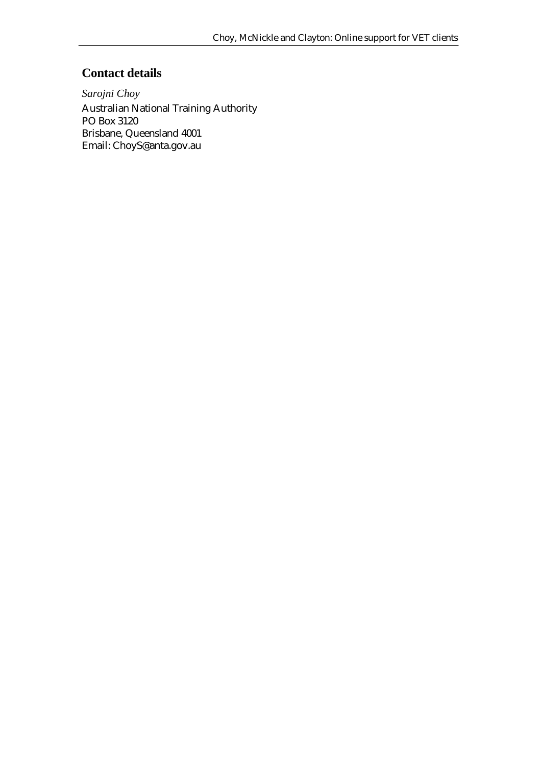## Contact details

*Sarojni Choy*
Australian National Training Authority
PO Box 3120
Brisbane, Queensland 4001
Email: ChoyS@anta.gov.au